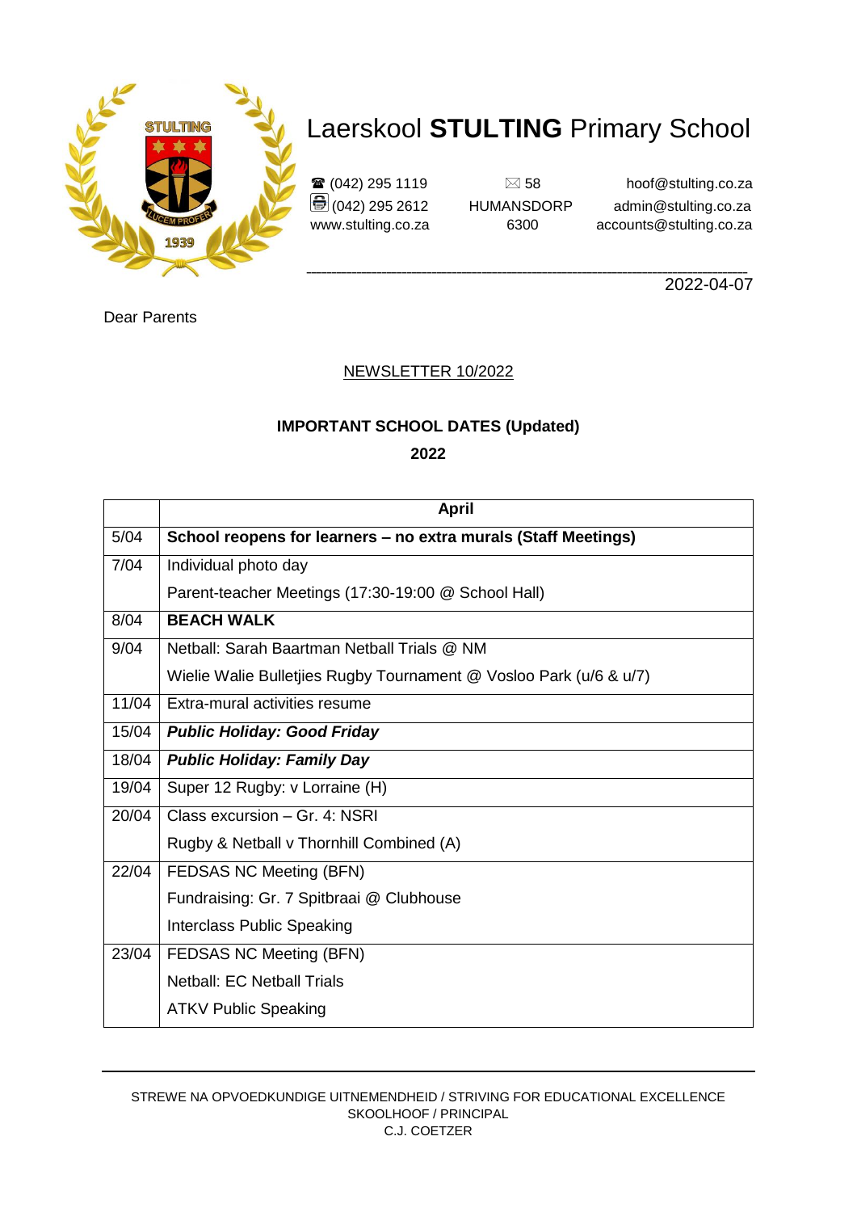# Laerskool **STULTING** Primary School

☎ (042) 295 1119
(042) 295 2612
www.stulting.co.za

✉ 58
HUMANSDORP
6300

hoof@stulting.co.za
admin@stulting.co.za
accounts@stulting.co.za

2022-04-07

Dear Parents

NEWSLETTER 10/2022

**IMPORTANT SCHOOL DATES (Updated)**

**2022**

| | **April** |
|---|---|
| 5/04 | **School reopens for learners – no extra murals (Staff Meetings)** |
| 7/04 | Individual photo day<br>Parent-teacher Meetings (17:30-19:00 @ School Hall) |
| 8/04 | **BEACH WALK** |
| 9/04 | Netball: Sarah Baartman Netball Trials @ NM<br>Wielie Walie Bulletjies Rugby Tournament @ Vosloo Park (u/6 & u/7) |
| 11/04 | Extra-mural activities resume |
| 15/04 | ***Public Holiday: Good Friday*** |
| 18/04 | ***Public Holiday: Family Day*** |
| 19/04 | Super 12 Rugby: v Lorraine (H) |
| 20/04 | Class excursion – Gr. 4: NSRI<br>Rugby & Netball v Thornhill Combined (A) |
| 22/04 | FEDSAS NC Meeting (BFN)<br>Fundraising: Gr. 7 Spitbraai @ Clubhouse<br>Interclass Public Speaking |
| 23/04 | FEDSAS NC Meeting (BFN)<br>Netball: EC Netball Trials<br>ATKV Public Speaking |

STREWE NA OPVOEDKUNDIGE UITNEMENDHEID / STRIVING FOR EDUCATIONAL EXCELLENCE
SKOOLHOOF / PRINCIPAL
C.J. COETZER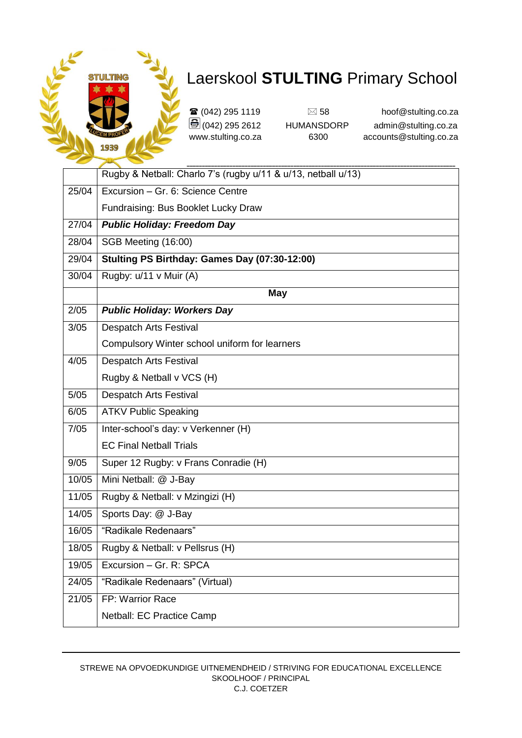# Laerskool **STULTING** Primary School

☎ (042) 295 1119
(042) 295 2612
www.stulting.co.za

58
HUMANSDORP
6300

hoof@stulting.co.za
admin@stulting.co.za
accounts@stulting.co.za

| | |
|---|---|
| | Rugby & Netball: Charlo 7's (rugby u/11 & u/13, netball u/13) |
| 25/04 | Excursion – Gr. 6: Science Centre<br>Fundraising: Bus Booklet Lucky Draw |
| 27/04 | ***Public Holiday: Freedom Day*** |
| 28/04 | SGB Meeting (16:00) |
| 29/04 | **Stulting PS Birthday: Games Day (07:30-12:00)** |
| 30/04 | Rugby: u/11 v Muir (A) |
| | **May** |
| 2/05 | ***Public Holiday: Workers Day*** |
| 3/05 | Despatch Arts Festival<br>Compulsory Winter school uniform for learners |
| 4/05 | Despatch Arts Festival<br>Rugby & Netball v VCS (H) |
| 5/05 | Despatch Arts Festival |
| 6/05 | ATKV Public Speaking |
| 7/05 | Inter-school's day: v Verkenner (H)<br>EC Final Netball Trials |
| 9/05 | Super 12 Rugby: v Frans Conradie (H) |
| 10/05 | Mini Netball: @ J-Bay |
| 11/05 | Rugby & Netball: v Mzingizi (H) |
| 14/05 | Sports Day: @ J-Bay |
| 16/05 | "Radikale Redenaars" |
| 18/05 | Rugby & Netball: v Pellsrus (H) |
| 19/05 | Excursion – Gr. R: SPCA |
| 24/05 | "Radikale Redenaars" (Virtual) |
| 21/05 | FP: Warrior Race<br>Netball: EC Practice Camp |

STREWE NA OPVOEDKUNDIGE UITNEMENDHEID / STRIVING FOR EDUCATIONAL EXCELLENCE
SKOOLHOOF / PRINCIPAL
C.J. COETZER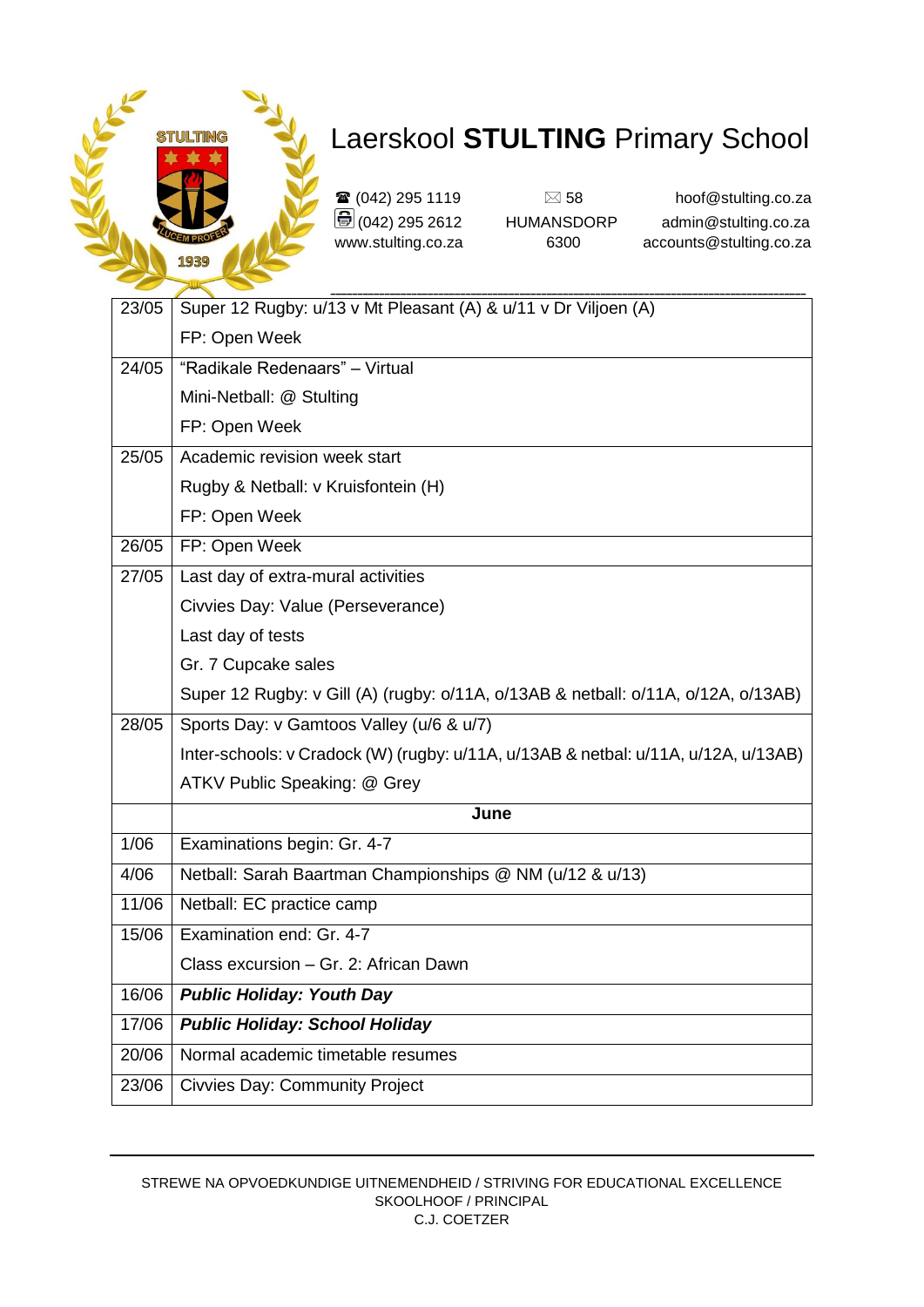# Laerskool **STULTING** Primary School

☎ (042) 295 1119
(042) 295 2612
www.stulting.co.za

✉ 58
HUMANSDORP
6300

hoof@stulting.co.za
admin@stulting.co.za
accounts@stulting.co.za

| | |
|---|---|
| 23/05 | Super 12 Rugby: u/13 v Mt Pleasant (A) & u/11 v Dr Viljoen (A)<br>FP: Open Week |
| 24/05 | "Radikale Redenaars" – Virtual<br>Mini-Netball: @ Stulting<br>FP: Open Week |
| 25/05 | Academic revision week start<br>Rugby & Netball: v Kruisfontein (H)<br>FP: Open Week |
| 26/05 | FP: Open Week |
| 27/05 | Last day of extra-mural activities<br>Civvies Day: Value (Perseverance)<br>Last day of tests<br>Gr. 7 Cupcake sales<br>Super 12 Rugby: v Gill (A) (rugby: o/11A, o/13AB & netball: o/11A, o/12A, o/13AB) |
| 28/05 | Sports Day: v Gamtoos Valley (u/6 & u/7)<br>Inter-schools: v Cradock (W) (rugby: u/11A, u/13AB & netbal: u/11A, u/12A, u/13AB)<br>ATKV Public Speaking: @ Grey |
| | **June** |
| 1/06 | Examinations begin: Gr. 4-7 |
| 4/06 | Netball: Sarah Baartman Championships @ NM (u/12 & u/13) |
| 11/06 | Netball: EC practice camp |
| 15/06 | Examination end: Gr. 4-7<br>Class excursion – Gr. 2: African Dawn |
| 16/06 | ***Public Holiday: Youth Day*** |
| 17/06 | ***Public Holiday: School Holiday*** |
| 20/06 | Normal academic timetable resumes |
| 23/06 | Civvies Day: Community Project |

STREWE NA OPVOEDKUNDIGE UITNEMENDHEID / STRIVING FOR EDUCATIONAL EXCELLENCE
SKOOLHOOF / PRINCIPAL
C.J. COETZER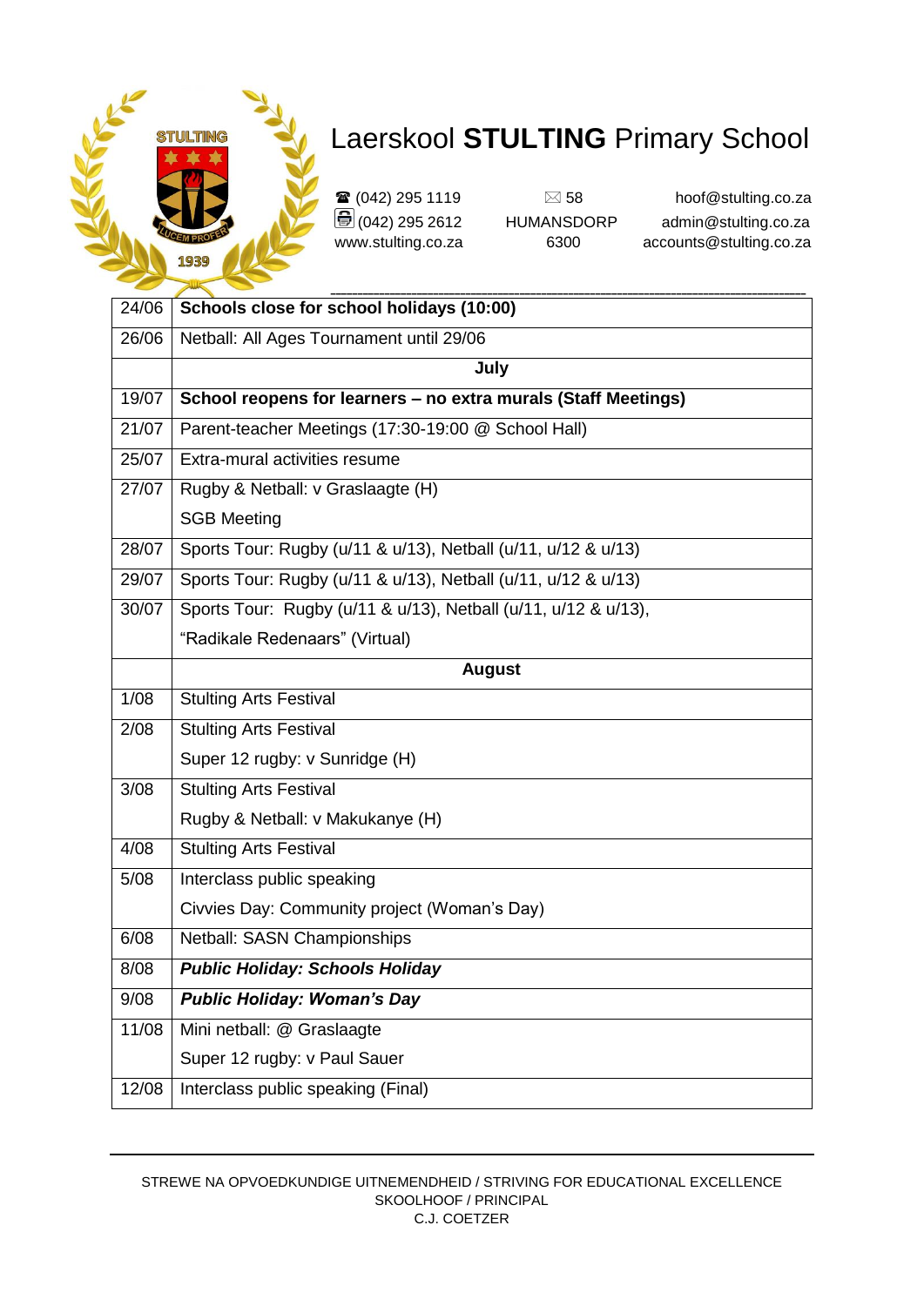# Laerskool **STULTING** Primary School

☎ (042) 295 1119
(042) 295 2612
www.stulting.co.za

✉ 58
HUMANSDORP
6300

hoof@stulting.co.za
admin@stulting.co.za
accounts@stulting.co.za

| | |
|---|---|
| 24/06 | **Schools close for school holidays (10:00)** |
| 26/06 | Netball: All Ages Tournament until 29/06 |
| | **July** |
| 19/07 | **School reopens for learners – no extra murals (Staff Meetings)** |
| 21/07 | Parent-teacher Meetings (17:30-19:00 @ School Hall) |
| 25/07 | Extra-mural activities resume |
| 27/07 | Rugby & Netball: v Graslaagte (H)<br>SGB Meeting |
| 28/07 | Sports Tour: Rugby (u/11 & u/13), Netball (u/11, u/12 & u/13) |
| 29/07 | Sports Tour: Rugby (u/11 & u/13), Netball (u/11, u/12 & u/13) |
| 30/07 | Sports Tour: Rugby (u/11 & u/13), Netball (u/11, u/12 & u/13),<br>"Radikale Redenaars" (Virtual) |
| | **August** |
| 1/08 | Stulting Arts Festival |
| 2/08 | Stulting Arts Festival<br>Super 12 rugby: v Sunridge (H) |
| 3/08 | Stulting Arts Festival<br>Rugby & Netball: v Makukanye (H) |
| 4/08 | Stulting Arts Festival |
| 5/08 | Interclass public speaking<br>Civvies Day: Community project (Woman's Day) |
| 6/08 | Netball: SASN Championships |
| 8/08 | ***Public Holiday: Schools Holiday*** |
| 9/08 | ***Public Holiday: Woman's Day*** |
| 11/08 | Mini netball: @ Graslaagte<br>Super 12 rugby: v Paul Sauer |
| 12/08 | Interclass public speaking (Final) |

STREWE NA OPVOEDKUNDIGE UITNEMENDHEID / STRIVING FOR EDUCATIONAL EXCELLENCE
SKOOLHOOF / PRINCIPAL
C.J. COETZER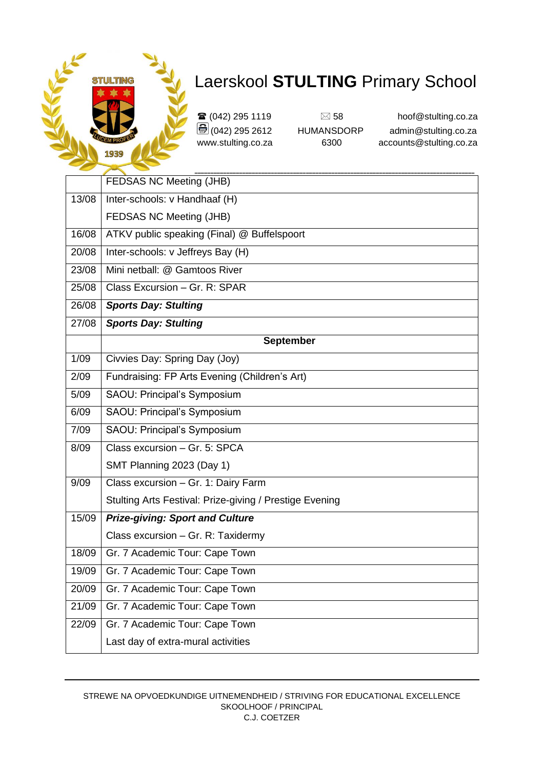# Laerskool **STULTING** Primary School

☎ (042) 295 1119
(042) 295 2612
www.stulting.co.za

✉ 58
HUMANSDORP
6300

hoof@stulting.co.za
admin@stulting.co.za
accounts@stulting.co.za

| | |
|---|---|
| | FEDSAS NC Meeting (JHB) |
| 13/08 | Inter-schools: v Handhaaf (H)<br>FEDSAS NC Meeting (JHB) |
| 16/08 | ATKV public speaking (Final) @ Buffelspoort |
| 20/08 | Inter-schools: v Jeffreys Bay (H) |
| 23/08 | Mini netball: @ Gamtoos River |
| 25/08 | Class Excursion – Gr. R: SPAR |
| 26/08 | ***Sports Day: Stulting*** |
| 27/08 | ***Sports Day: Stulting*** |
| | **September** |
| 1/09 | Civvies Day: Spring Day (Joy) |
| 2/09 | Fundraising: FP Arts Evening (Children's Art) |
| 5/09 | SAOU: Principal's Symposium |
| 6/09 | SAOU: Principal's Symposium |
| 7/09 | SAOU: Principal's Symposium |
| 8/09 | Class excursion – Gr. 5: SPCA<br>SMT Planning 2023 (Day 1) |
| 9/09 | Class excursion – Gr. 1: Dairy Farm<br>Stulting Arts Festival: Prize-giving / Prestige Evening |
| 15/09 | ***Prize-giving: Sport and Culture***<br>Class excursion – Gr. R: Taxidermy |
| 18/09 | Gr. 7 Academic Tour: Cape Town |
| 19/09 | Gr. 7 Academic Tour: Cape Town |
| 20/09 | Gr. 7 Academic Tour: Cape Town |
| 21/09 | Gr. 7 Academic Tour: Cape Town |
| 22/09 | Gr. 7 Academic Tour: Cape Town<br>Last day of extra-mural activities |

STREWE NA OPVOEDKUNDIGE UITNEMENDHEID / STRIVING FOR EDUCATIONAL EXCELLENCE
SKOOLHOOF / PRINCIPAL
C.J. COETZER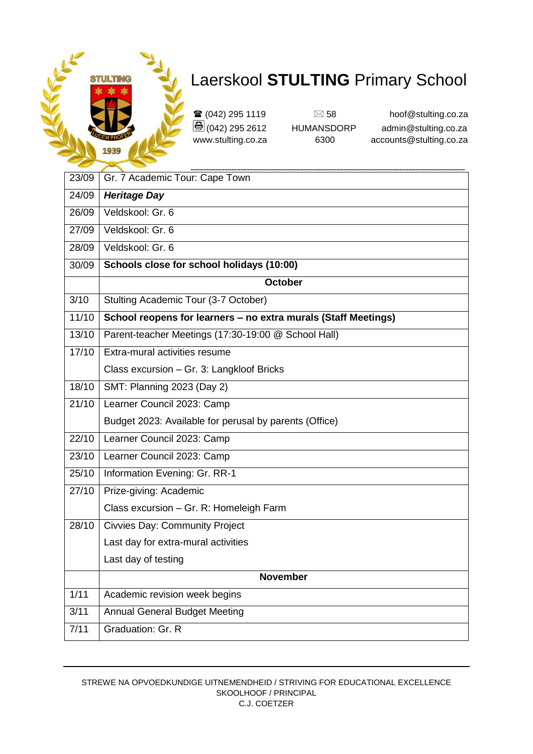# Laerskool **STULTING** Primary School

☎ (042) 295 1119
(042) 295 2612
www.stulting.co.za

✉ 58
HUMANSDORP
6300

hoof@stulting.co.za
admin@stulting.co.za
accounts@stulting.co.za

| | |
|---|---|
| 23/09 | Gr. 7 Academic Tour: Cape Town |
| 24/09 | ***Heritage Day*** |
| 26/09 | Veldskool: Gr. 6 |
| 27/09 | Veldskool: Gr. 6 |
| 28/09 | Veldskool: Gr. 6 |
| 30/09 | **Schools close for school holidays (10:00)** |
| | **October** |
| 3/10 | Stulting Academic Tour (3-7 October) |
| 11/10 | **School reopens for learners – no extra murals (Staff Meetings)** |
| 13/10 | Parent-teacher Meetings (17:30-19:00 @ School Hall) |
| 17/10 | Extra-mural activities resume<br>Class excursion – Gr. 3: Langkloof Bricks |
| 18/10 | SMT: Planning 2023 (Day 2) |
| 21/10 | Learner Council 2023: Camp<br>Budget 2023: Available for perusal by parents (Office) |
| 22/10 | Learner Council 2023: Camp |
| 23/10 | Learner Council 2023: Camp |
| 25/10 | Information Evening: Gr. RR-1 |
| 27/10 | Prize-giving: Academic<br>Class excursion – Gr. R: Homeleigh Farm |
| 28/10 | Civvies Day: Community Project<br>Last day for extra-mural activities<br>Last day of testing |
| | **November** |
| 1/11 | Academic revision week begins |
| 3/11 | Annual General Budget Meeting |
| 7/11 | Graduation: Gr. R |

STREWE NA OPVOEDKUNDIGE UITNEMENDHEID / STRIVING FOR EDUCATIONAL EXCELLENCE
SKOOLHOOF / PRINCIPAL
C.J. COETZER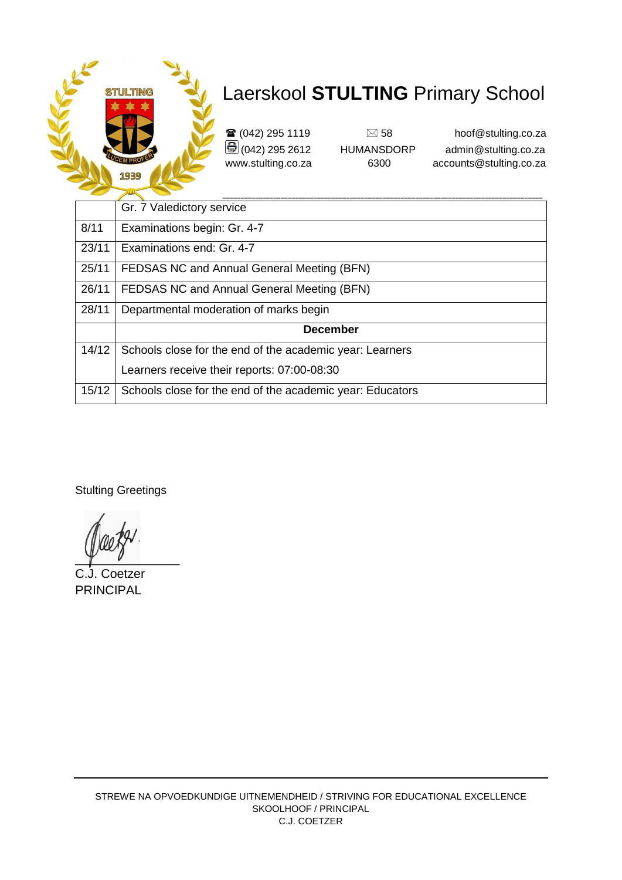# Laerskool **STULTING** Primary School

☎ (042) 295 1119
(042) 295 2612
www.stulting.co.za

✉ 58
HUMANSDORP
6300

hoof@stulting.co.za
admin@stulting.co.za
accounts@stulting.co.za

| | |
|---|---|
| | Gr. 7 Valedictory service |
| 8/11 | Examinations begin: Gr. 4-7 |
| 23/11 | Examinations end: Gr. 4-7 |
| 25/11 | FEDSAS NC and Annual General Meeting (BFN) |
| 26/11 | FEDSAS NC and Annual General Meeting (BFN) |
| 28/11 | Departmental moderation of marks begin |
| | **December** |
| 14/12 | Schools close for the end of the academic year: Learners<br>Learners receive their reports: 07:00-08:30 |
| 15/12 | Schools close for the end of the academic year: Educators |

Stulting Greetings

C.J. Coetzer
PRINCIPAL

STREWE NA OPVOEDKUNDIGE UITNEMENDHEID / STRIVING FOR EDUCATIONAL EXCELLENCE
SKOOLHOOF / PRINCIPAL
C.J. COETZER